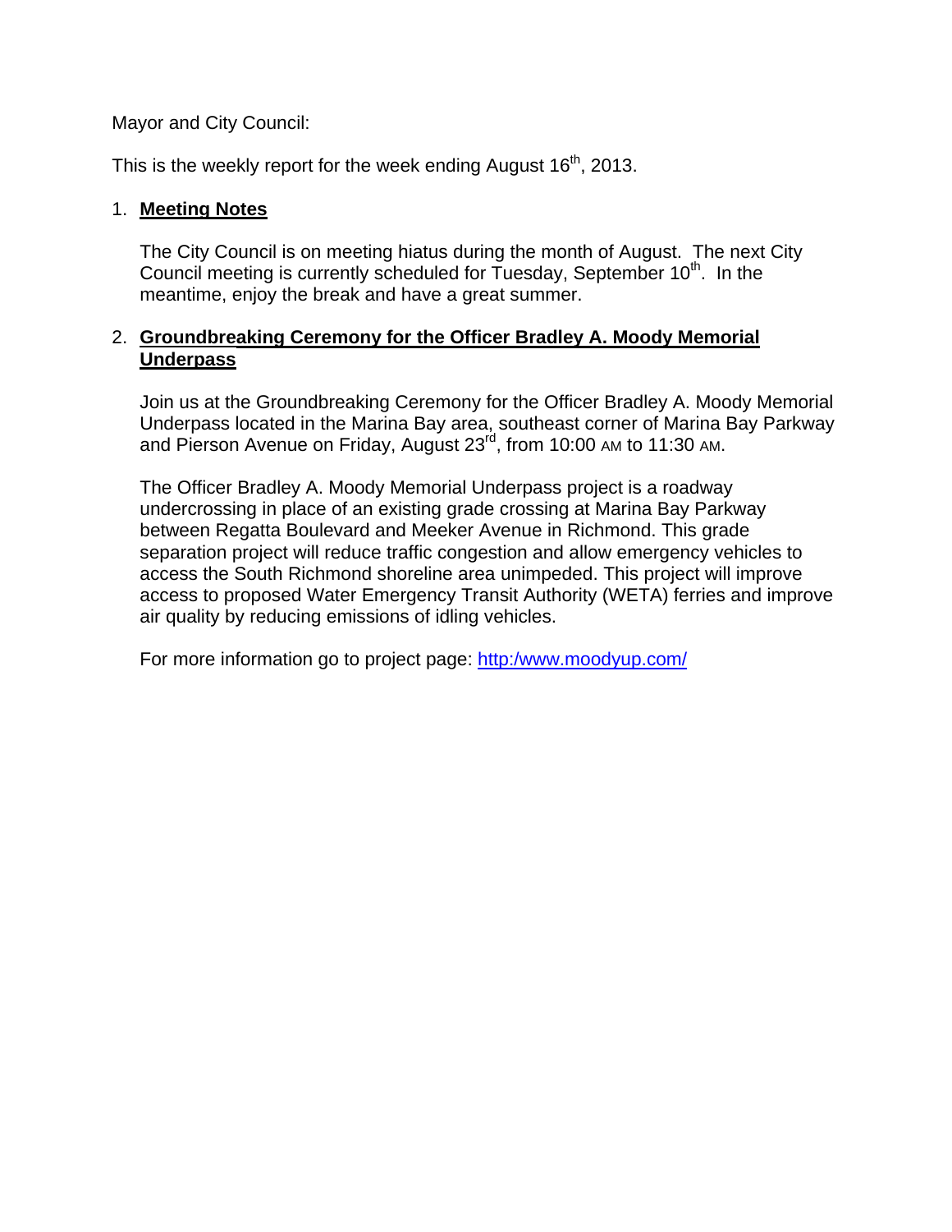Mayor and City Council:

This is the weekly report for the week ending August 16th, 2013.

1. **Meeting Notes**

   The City Council is on meeting hiatus during the month of August. The next City Council meeting is currently scheduled for Tuesday, September 10th. In the meantime, enjoy the break and have a great summer.

2. **Groundbreaking Ceremony for the Officer Bradley A. Moody Memorial Underpass**

   Join us at the Groundbreaking Ceremony for the Officer Bradley A. Moody Memorial Underpass located in the Marina Bay area, southeast corner of Marina Bay Parkway and Pierson Avenue on Friday, August 23rd, from 10:00 AM to 11:30 AM.

   The Officer Bradley A. Moody Memorial Underpass project is a roadway undercrossing in place of an existing grade crossing at Marina Bay Parkway between Regatta Boulevard and Meeker Avenue in Richmond. This grade separation project will reduce traffic congestion and allow emergency vehicles to access the South Richmond shoreline area unimpeded. This project will improve access to proposed Water Emergency Transit Authority (WETA) ferries and improve air quality by reducing emissions of idling vehicles.

   For more information go to project page: http:/www.moodyup.com/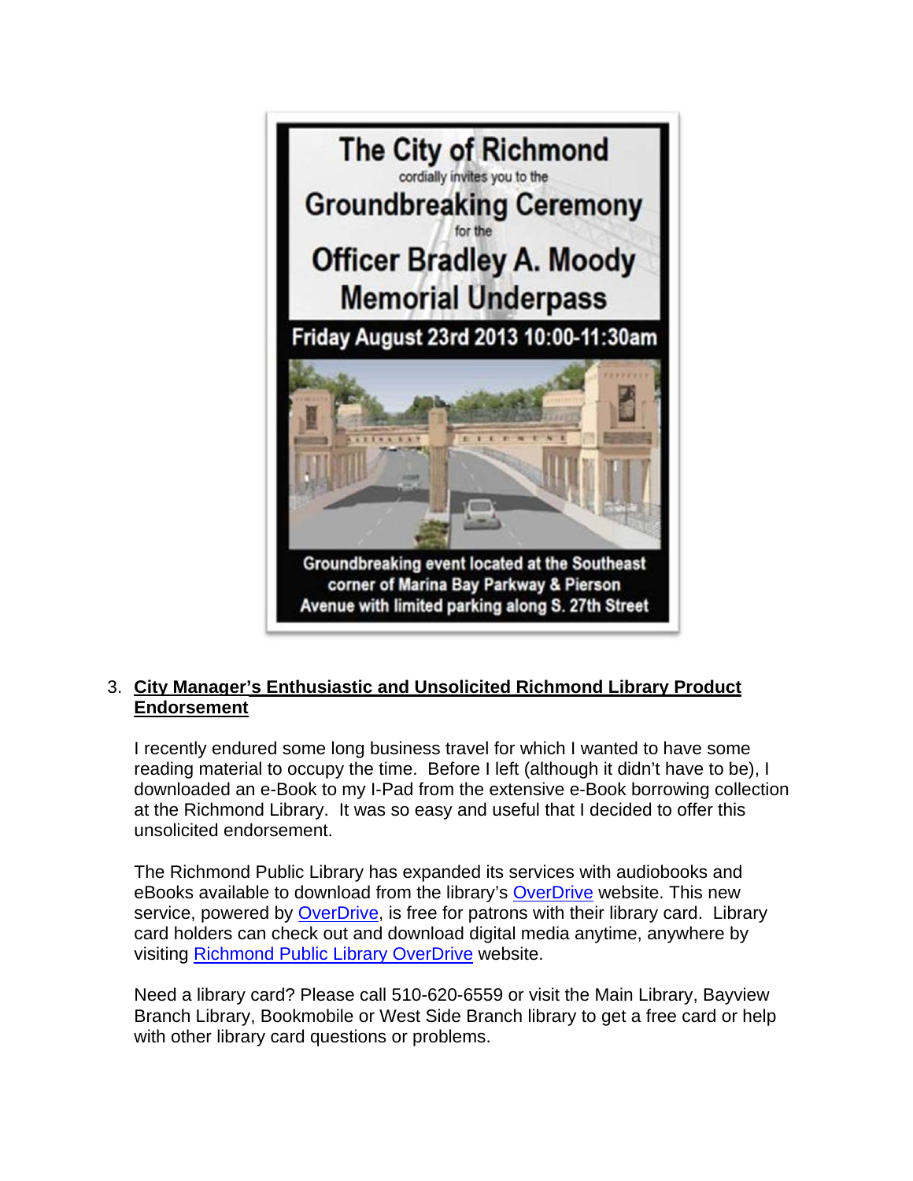The City of Richmond

cordially invites you to the

Groundbreaking Ceremony

for the

Officer Bradley A. Moody Memorial Underpass

Friday August 23rd 2013 10:00-11:30am

Groundbreaking event located at the Southeast corner of Marina Bay Parkway & Pierson Avenue with limited parking along S. 27th Street

3. **City Manager's Enthusiastic and Unsolicited Richmond Library Product Endorsement**

   I recently endured some long business travel for which I wanted to have some reading material to occupy the time. Before I left (although it didn't have to be), I downloaded an e-Book to my I-Pad from the extensive e-Book borrowing collection at the Richmond Library. It was so easy and useful that I decided to offer this unsolicited endorsement.

   The Richmond Public Library has expanded its services with audiobooks and eBooks available to download from the library's OverDrive website. This new service, powered by OverDrive, is free for patrons with their library card. Library card holders can check out and download digital media anytime, anywhere by visiting Richmond Public Library OverDrive website.

   Need a library card? Please call 510-620-6559 or visit the Main Library, Bayview Branch Library, Bookmobile or West Side Branch library to get a free card or help with other library card questions or problems.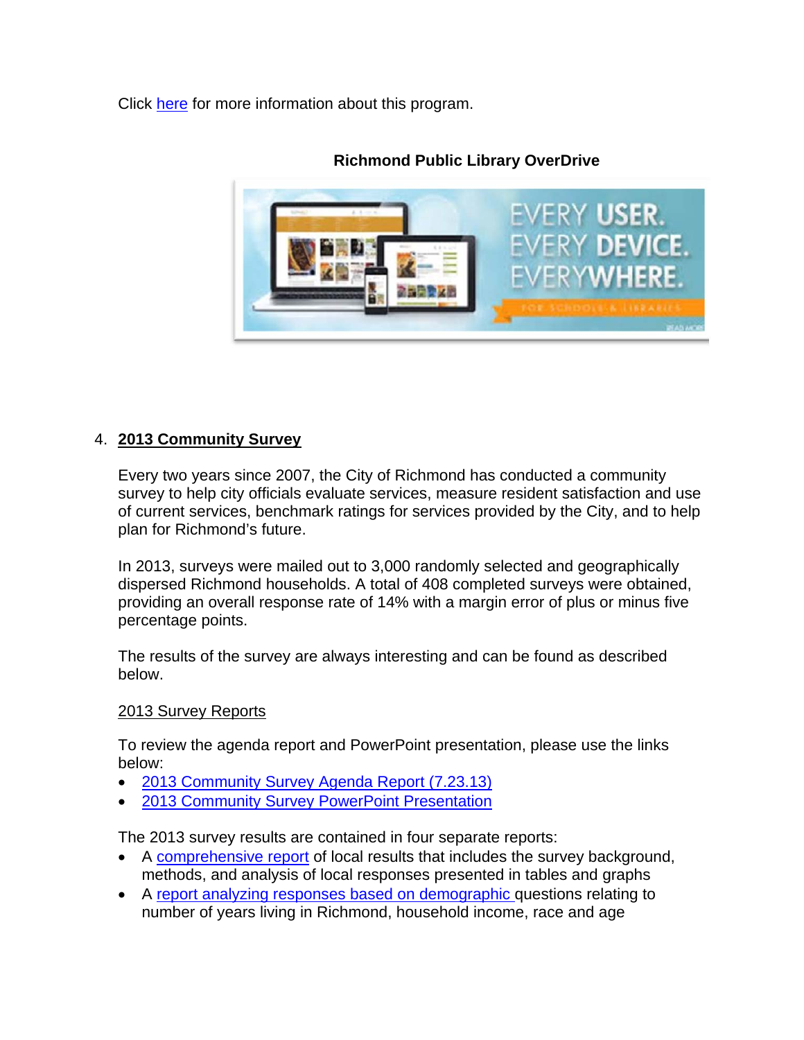Click here for more information about this program.

**Richmond Public Library OverDrive**

4. **2013 Community Survey**

Every two years since 2007, the City of Richmond has conducted a community survey to help city officials evaluate services, measure resident satisfaction and use of current services, benchmark ratings for services provided by the City, and to help plan for Richmond's future.

In 2013, surveys were mailed out to 3,000 randomly selected and geographically dispersed Richmond households. A total of 408 completed surveys were obtained, providing an overall response rate of 14% with a margin error of plus or minus five percentage points.

The results of the survey are always interesting and can be found as described below.

2013 Survey Reports

To review the agenda report and PowerPoint presentation, please use the links below:

- 2013 Community Survey Agenda Report (7.23.13)
- 2013 Community Survey PowerPoint Presentation

The 2013 survey results are contained in four separate reports:

- A comprehensive report of local results that includes the survey background, methods, and analysis of local responses presented in tables and graphs
- A report analyzing responses based on demographic questions relating to number of years living in Richmond, household income, race and age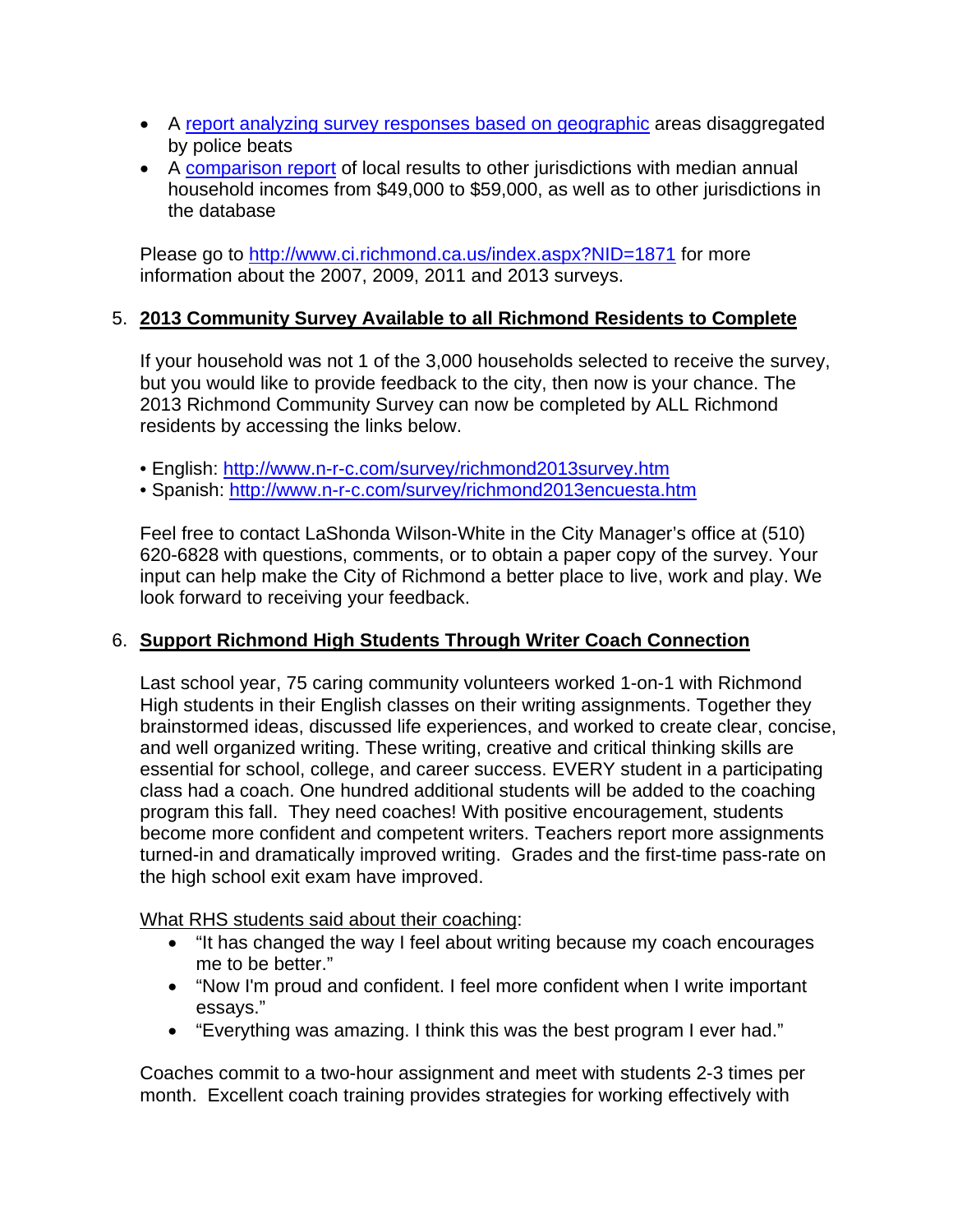- A [report analyzing survey responses based on geographic](#) areas disaggregated by police beats
- A [comparison report](#) of local results to other jurisdictions with median annual household incomes from $49,000 to $59,000, as well as to other jurisdictions in the database

Please go to http://www.ci.richmond.ca.us/index.aspx?NID=1871 for more information about the 2007, 2009, 2011 and 2013 surveys.

5. **<u>2013 Community Survey Available to all Richmond Residents to Complete</u>**

   If your household was not 1 of the 3,000 households selected to receive the survey, but you would like to provide feedback to the city, then now is your chance. The 2013 Richmond Community Survey can now be completed by ALL Richmond residents by accessing the links below.

   • English: http://www.n-r-c.com/survey/richmond2013survey.htm
   • Spanish: http://www.n-r-c.com/survey/richmond2013encuesta.htm

   Feel free to contact LaShonda Wilson-White in the City Manager's office at (510) 620-6828 with questions, comments, or to obtain a paper copy of the survey. Your input can help make the City of Richmond a better place to live, work and play. We look forward to receiving your feedback.

6. **<u>Support Richmond High Students Through Writer Coach Connection</u>**

   Last school year, 75 caring community volunteers worked 1-on-1 with Richmond High students in their English classes on their writing assignments. Together they brainstormed ideas, discussed life experiences, and worked to create clear, concise, and well organized writing. These writing, creative and critical thinking skills are essential for school, college, and career success. EVERY student in a participating class had a coach. One hundred additional students will be added to the coaching program this fall. They need coaches! With positive encouragement, students become more confident and competent writers. Teachers report more assignments turned-in and dramatically improved writing. Grades and the first-time pass-rate on the high school exit exam have improved.

   <u>What RHS students said about their coaching</u>:

   - "It has changed the way I feel about writing because my coach encourages me to be better."
   - "Now I'm proud and confident. I feel more confident when I write important essays."
   - "Everything was amazing. I think this was the best program I ever had."

   Coaches commit to a two-hour assignment and meet with students 2-3 times per month. Excellent coach training provides strategies for working effectively with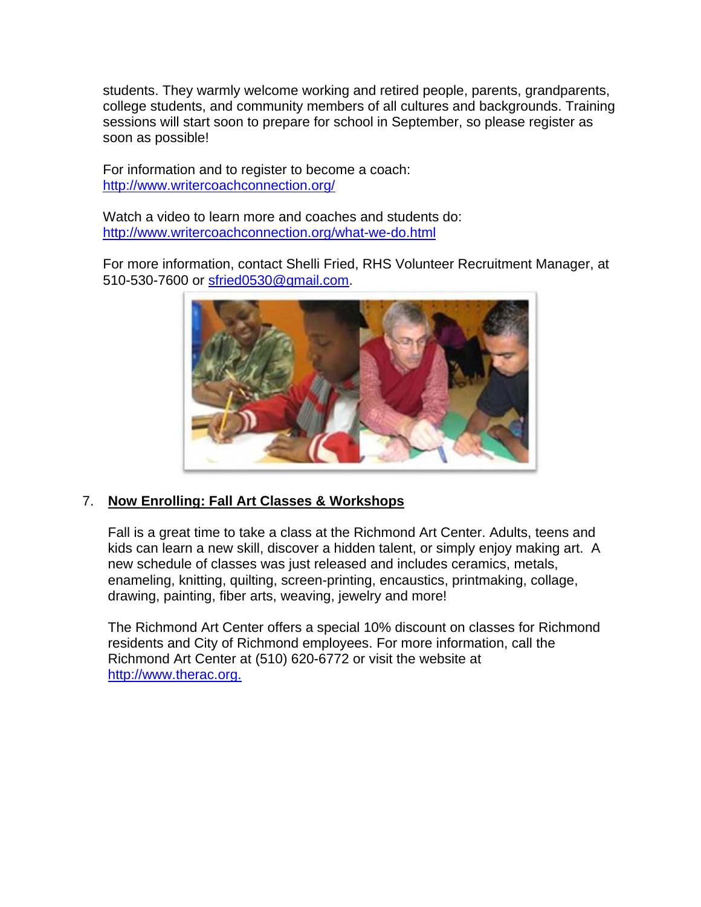students. They warmly welcome working and retired people, parents, grandparents, college students, and community members of all cultures and backgrounds. Training sessions will start soon to prepare for school in September, so please register as soon as possible!

For information and to register to become a coach:
http://www.writercoachconnection.org/

Watch a video to learn more and coaches and students do:
http://www.writercoachconnection.org/what-we-do.html

For more information, contact Shelli Fried, RHS Volunteer Recruitment Manager, at 510-530-7600 or sfried0530@gmail.com.

7. **Now Enrolling: Fall Art Classes & Workshops**

Fall is a great time to take a class at the Richmond Art Center. Adults, teens and kids can learn a new skill, discover a hidden talent, or simply enjoy making art. A new schedule of classes was just released and includes ceramics, metals, enameling, knitting, quilting, screen-printing, encaustics, printmaking, collage, drawing, painting, fiber arts, weaving, jewelry and more!

The Richmond Art Center offers a special 10% discount on classes for Richmond residents and City of Richmond employees. For more information, call the Richmond Art Center at (510) 620-6772 or visit the website at http://www.therac.org.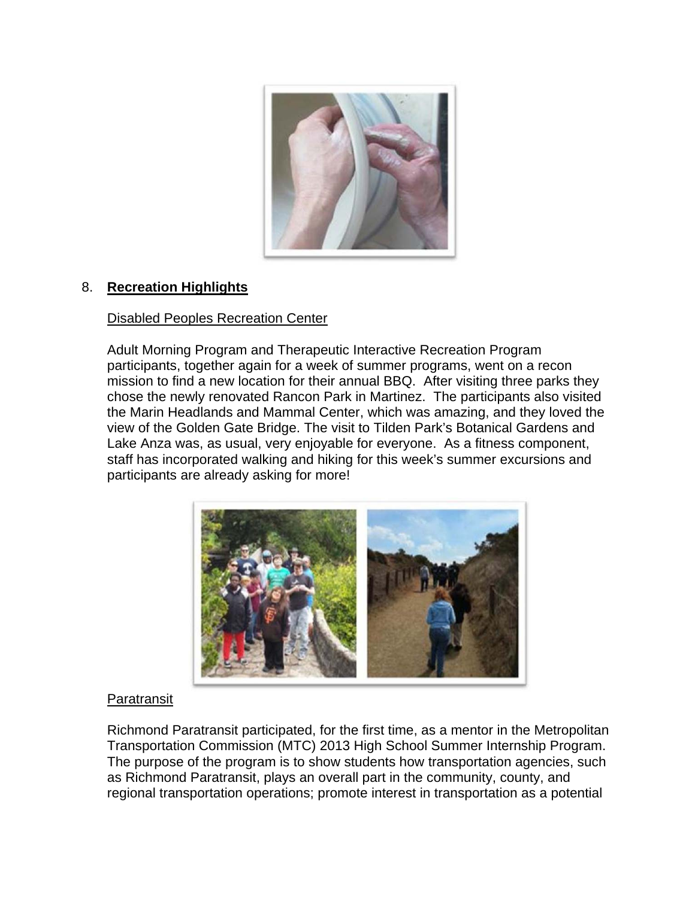## 8. **Recreation Highlights**

Disabled Peoples Recreation Center

Adult Morning Program and Therapeutic Interactive Recreation Program participants, together again for a week of summer programs, went on a recon mission to find a new location for their annual BBQ. After visiting three parks they chose the newly renovated Rancon Park in Martinez. The participants also visited the Marin Headlands and Mammal Center, which was amazing, and they loved the view of the Golden Gate Bridge. The visit to Tilden Park's Botanical Gardens and Lake Anza was, as usual, very enjoyable for everyone. As a fitness component, staff has incorporated walking and hiking for this week's summer excursions and participants are already asking for more!

Paratransit

Richmond Paratransit participated, for the first time, as a mentor in the Metropolitan Transportation Commission (MTC) 2013 High School Summer Internship Program. The purpose of the program is to show students how transportation agencies, such as Richmond Paratransit, plays an overall part in the community, county, and regional transportation operations; promote interest in transportation as a potential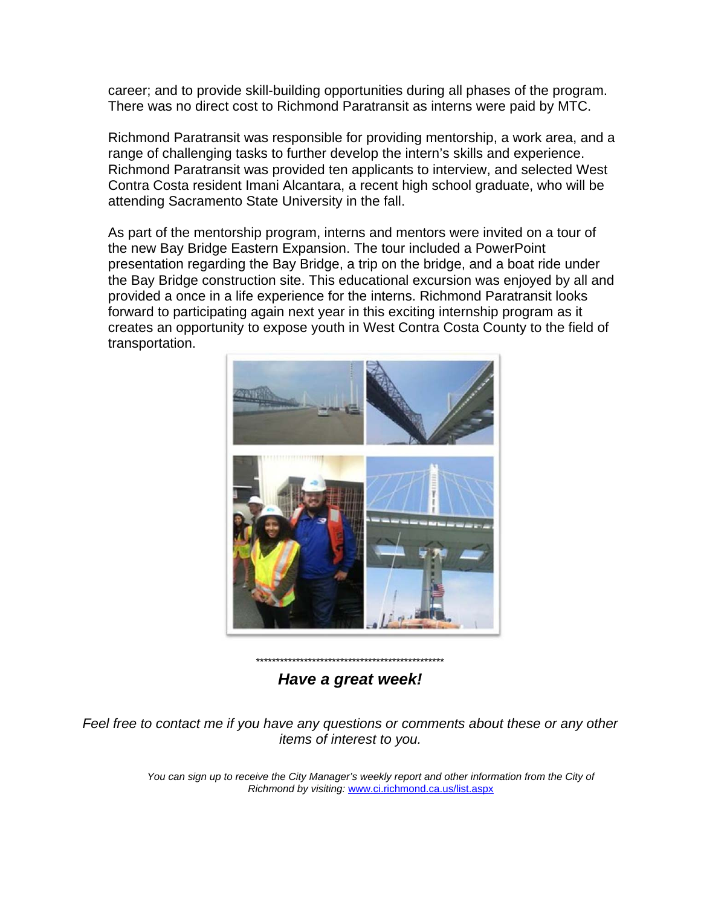career; and to provide skill-building opportunities during all phases of the program. There was no direct cost to Richmond Paratransit as interns were paid by MTC.

Richmond Paratransit was responsible for providing mentorship, a work area, and a range of challenging tasks to further develop the intern's skills and experience. Richmond Paratransit was provided ten applicants to interview, and selected West Contra Costa resident Imani Alcantara, a recent high school graduate, who will be attending Sacramento State University in the fall.

As part of the mentorship program, interns and mentors were invited on a tour of the new Bay Bridge Eastern Expansion. The tour included a PowerPoint presentation regarding the Bay Bridge, a trip on the bridge, and a boat ride under the Bay Bridge construction site. This educational excursion was enjoyed by all and provided a once in a life experience for the interns. Richmond Paratransit looks forward to participating again next year in this exciting internship program as it creates an opportunity to expose youth in West Contra Costa County to the field of transportation.

\*\*\*\*\*\*\*\*\*\*\*\*\*\*\*\*\*\*\*\*\*\*\*\*\*\*\*\*\*\*\*\*\*\*\*\*\*\*\*\*\*\*\*\*\*\*\*\*

***Have a great week!***

*Feel free to contact me if you have any questions or comments about these or any other items of interest to you.*

*You can sign up to receive the City Manager's weekly report and other information from the City of Richmond by visiting:* www.ci.richmond.ca.us/list.aspx